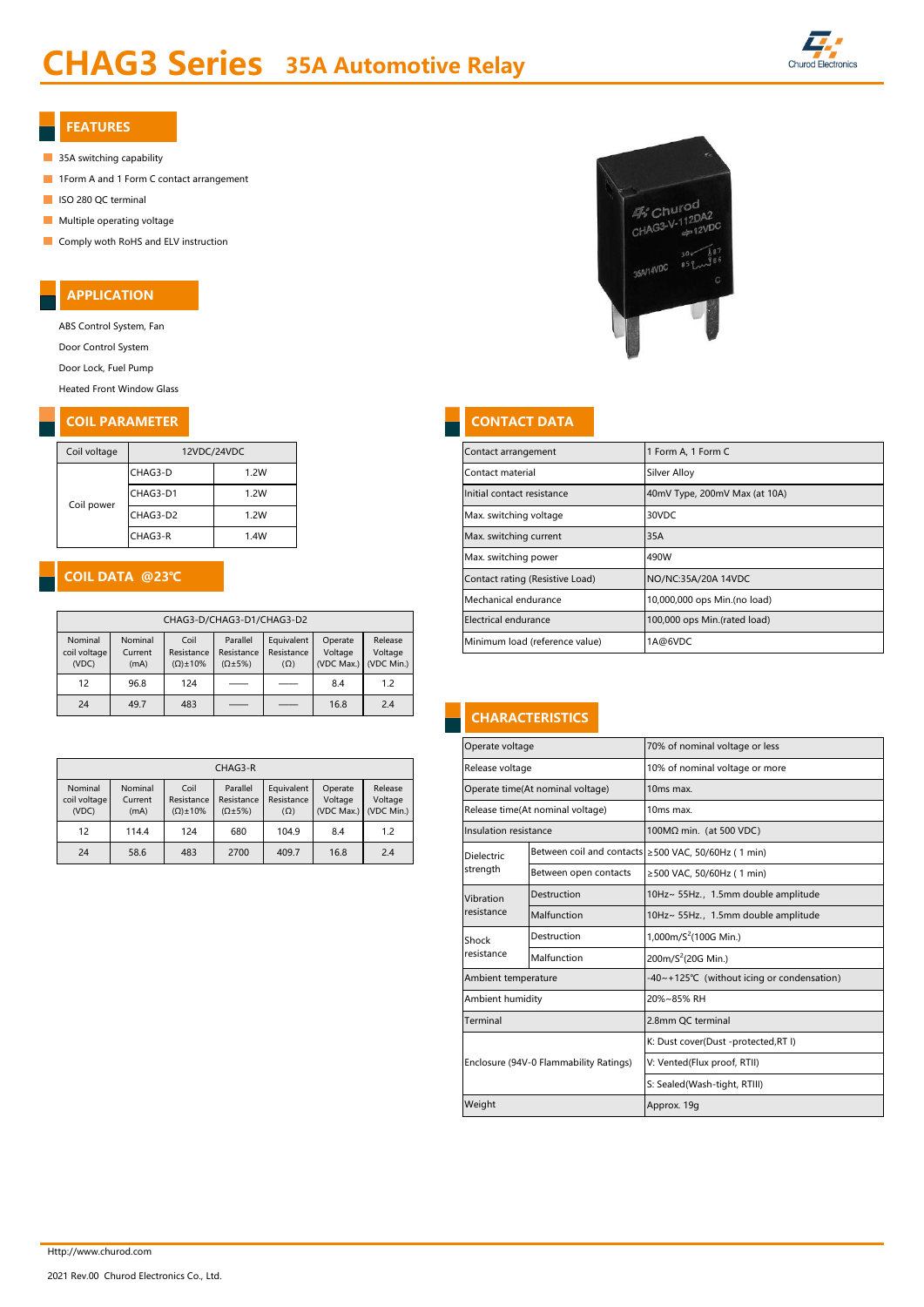# CHAG3 Series 35A Automotive Relay

## FEATURES

- 35A switching capability
- 1Form A and 1 Form C contact arrangement
- ISO 280 QC terminal
- Multiple operating voltage
- Comply woth RoHS and ELV instruction

## APPLICATION

ABS Control System, Fan

Door Control System

Door Lock, Fuel Pump

Heated Front Window Glass

## COIL PARAMETER

| Coil voltage | 12VDC/24VDC | |
|---|---|---|
| Coil power | CHAG3-D | 1.2W |
| | CHAG3-D1 | 1.2W |
| | CHAG3-D2 | 1.2W |
| | CHAG3-R | 1.4W |

## COIL DATA @23℃

| CHAG3-D/CHAG3-D1/CHAG3-D2 | | | | | | |
|---|---|---|---|---|---|---|
| Nominal coil voltage (VDC) | Nominal Current (mA) | Coil Resistance (Ω)±10% | Parallel Resistance (Ω±5%) | Equivalent Resistance (Ω) | Operate Voltage (VDC Max.) | Release Voltage (VDC Min.) |
| 12 | 96.8 | 124 | —— | —— | 8.4 | 1.2 |
| 24 | 49.7 | 483 | —— | —— | 16.8 | 2.4 |

| CHAG3-R | | | | | | |
|---|---|---|---|---|---|---|
| Nominal coil voltage (VDC) | Nominal Current (mA) | Coil Resistance (Ω)±10% | Parallel Resistance (Ω±5%) | Equivalent Resistance (Ω) | Operate Voltage (VDC Max.) | Release Voltage (VDC Min.) |
| 12 | 114.4 | 124 | 680 | 104.9 | 8.4 | 1.2 |
| 24 | 58.6 | 483 | 2700 | 409.7 | 16.8 | 2.4 |

## CONTACT DATA

| Contact arrangement | 1 Form A, 1 Form C |
|---|---|
| Contact material | Silver Alloy |
| Initial contact resistance | 40mV Type, 200mV Max (at 10A) |
| Max. switching voltage | 30VDC |
| Max. switching current | 35A |
| Max. switching power | 490W |
| Contact rating (Resistive Load) | NO/NC:35A/20A 14VDC |
| Mechanical endurance | 10,000,000 ops Min.(no load) |
| Electrical endurance | 100,000 ops Min.(rated load) |
| Minimum load (reference value) | 1A@6VDC |

## CHARACTERISTICS

| Operate voltage | | 70% of nominal voltage or less |
|---|---|---|
| Release voltage | | 10% of nominal voltage or more |
| Operate time(At nominal voltage) | | 10ms max. |
| Release time(At nominal voltage) | | 10ms max. |
| Insulation resistance | | 100MΩ min. (at 500 VDC) |
| Dielectric strength | Between coil and contacts | ≥500 VAC, 50/60Hz ( 1 min) |
| | Between open contacts | ≥500 VAC, 50/60Hz ( 1 min) |
| Vibration resistance | Destruction | 10Hz~ 55Hz., 1.5mm double amplitude |
| | Malfunction | 10Hz~ 55Hz., 1.5mm double amplitude |
| Shock resistance | Destruction | 1,000m/S$^2$(100G Min.) |
| | Malfunction | 200m/S$^2$(20G Min.) |
| Ambient temperature | | -40~+125℃ (without icing or condensation) |
| Ambient humidity | | 20%~85% RH |
| Terminal | | 2.8mm QC terminal |
| Enclosure (94V-0 Flammability Ratings) | | K: Dust cover(Dust -protected,RT I) |
| | | V: Vented(Flux proof, RTII) |
| | | S: Sealed(Wash-tight, RTIII) |
| Weight | | Approx. 19g |

Http://www.churod.com

2021 Rev.00 Churod Electronics Co., Ltd.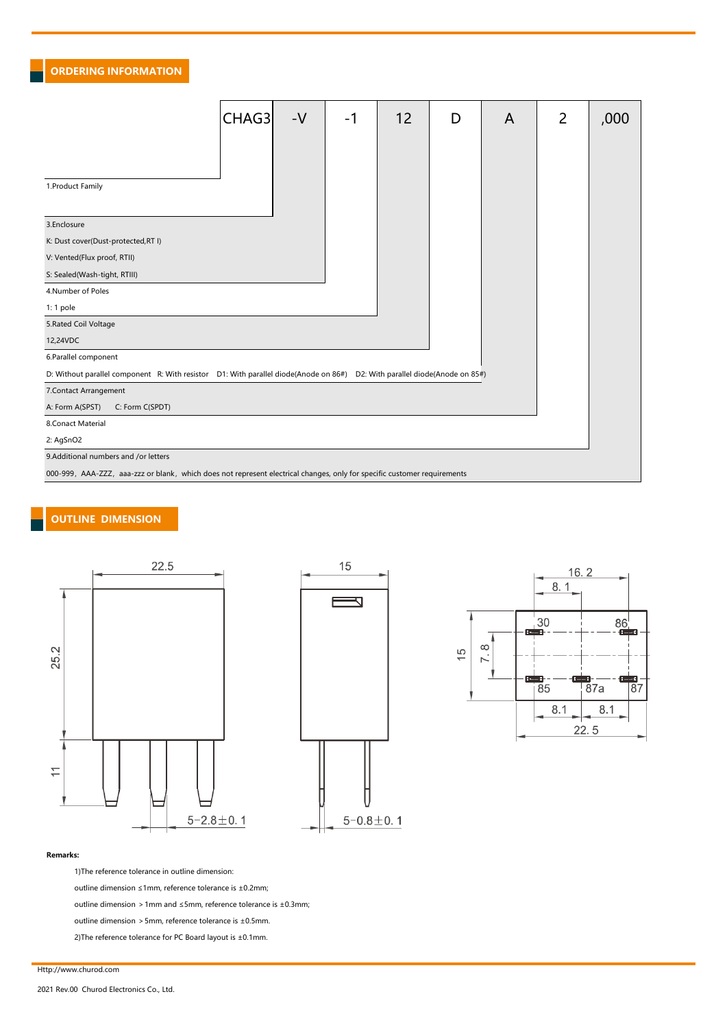## ORDERING INFORMATION

| CHAG3 | -V | -1 | 12 | D | A | 2 | ,000 |
|---|---|---|---|---|---|---|---|

1.Product Family

3.Enclosure

K: Dust cover(Dust-protected,RT I)

V: Vented(Flux proof, RTII)

S: Sealed(Wash-tight, RTIII)

4.Number of Poles

1: 1 pole

5.Rated Coil Voltage

12,24VDC

6.Parallel component

D: Without parallel component R: With resistor D1: With parallel diode(Anode on 86#) D2: With parallel diode(Anode on 85#)

7.Contact Arrangement

A: Form A(SPST) C: Form C(SPDT)

8.Conact Material

2: AgSnO2

9.Additional numbers and /or letters

000-999，AAA-ZZZ，aaa-zzz or blank，which does not represent electrical changes, only for specific customer requirements

## OUTLINE DIMENSION

22.5

25.2

11

5-2.8±0.1

15

5-0.8±0.1

16.2

8.1

15

7.8

30 86

85 87a 87

8.1 8.1

22.5

**Remarks:**

1)The reference tolerance in outline dimension:

outline dimension ≤1mm, reference tolerance is ±0.2mm;

outline dimension ＞1mm and ≤5mm, reference tolerance is ±0.3mm;

outline dimension ＞5mm, reference tolerance is ±0.5mm.

2)The reference tolerance for PC Board layout is ±0.1mm.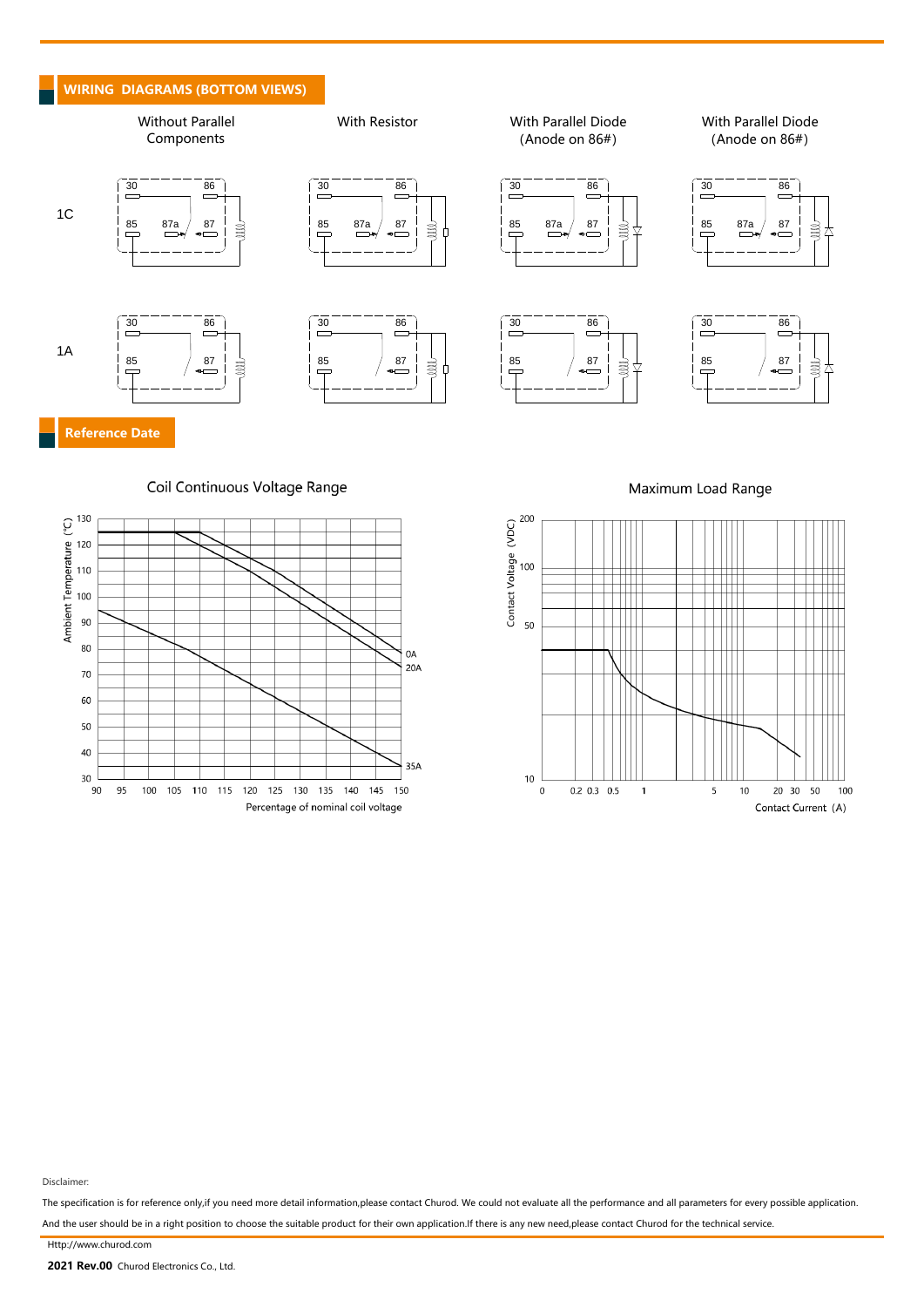## WIRING DIAGRAMS (BOTTOM VIEWS)

Without Parallel Components

With Resistor

With Parallel Diode (Anode on 86#)

With Parallel Diode (Anode on 86#)

1C

30 86 85 87a 87

1A

30 86 85 87

## Reference Date

Coil Continuous Voltage Range

Ambient Temperature (℃)

130 120 110 100 90 80 70 60 50 40 30

90 95 100 105 110 115 120 125 130 135 140 145 150

Percentage of nominal coil voltage

0A

20A

35A

Maximum Load Range

Contact Voltage (VDC)

200 100 50 10

0 0.2 0.3 0.5 1 5 10 20 30 50 100

Contact Current (A)

Disclaimer:

The specification is for reference only,if you need more detail information,please contact Churod. We could not evaluate all the performance and all parameters for every possible application.

And the user should be in a right position to choose the suitable product for their own application.If there is any new need,please contact Churod for the technical service.

Http://www.churod.com

**2021 Rev.00** Churod Electronics Co., Ltd.